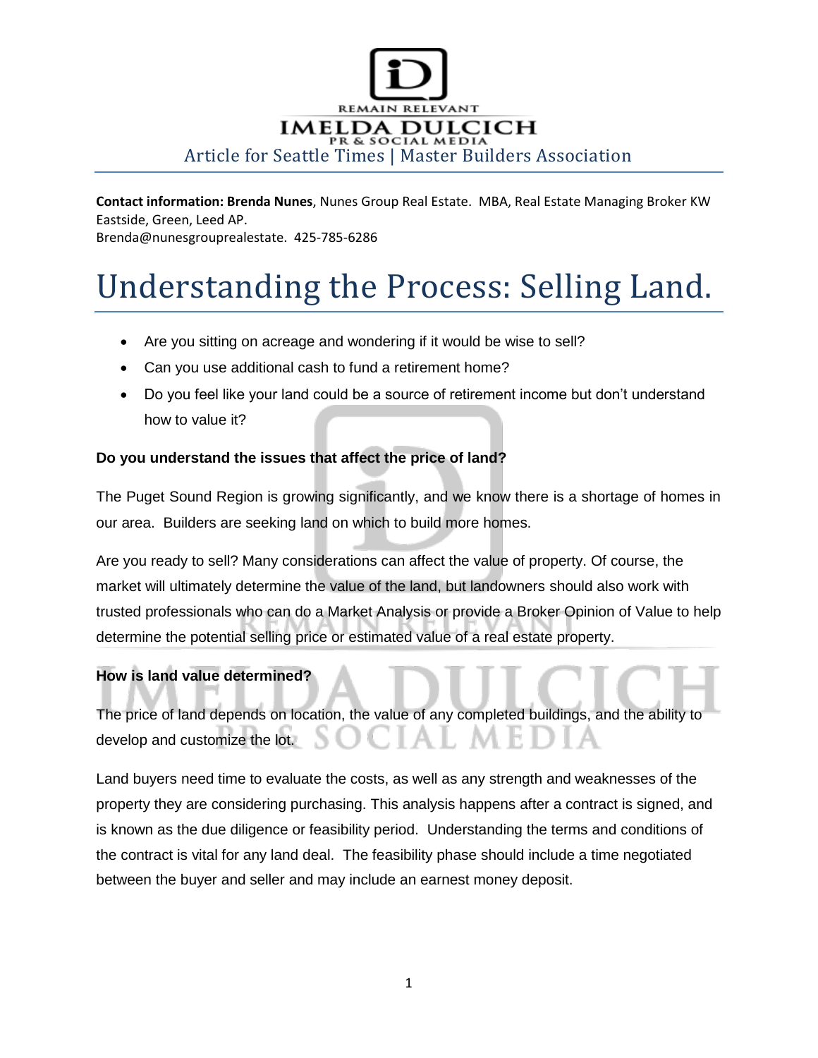REMAIN RELEVANT

IMELDA DULCICH

PR & SOCIAL MEDIA

Article for Seattle Times | Master Builders Association

**Contact information: Brenda Nunes**, Nunes Group Real Estate. MBA, Real Estate Managing Broker KW Eastside, Green, Leed AP.
Brenda@nunesgrouprealestate. 425-785-6286

# Understanding the Process: Selling Land.

- Are you sitting on acreage and wondering if it would be wise to sell?
- Can you use additional cash to fund a retirement home?
- Do you feel like your land could be a source of retirement income but don't understand how to value it?

**Do you understand the issues that affect the price of land?**

The Puget Sound Region is growing significantly, and we know there is a shortage of homes in our area. Builders are seeking land on which to build more homes.

Are you ready to sell? Many considerations can affect the value of property. Of course, the market will ultimately determine the value of the land, but landowners should also work with trusted professionals who can do a Market Analysis or provide a Broker Opinion of Value to help determine the potential selling price or estimated value of a real estate property.

**How is land value determined?**

The price of land depends on location, the value of any completed buildings, and the ability to develop and customize the lot.

Land buyers need time to evaluate the costs, as well as any strength and weaknesses of the property they are considering purchasing. This analysis happens after a contract is signed, and is known as the due diligence or feasibility period. Understanding the terms and conditions of the contract is vital for any land deal. The feasibility phase should include a time negotiated between the buyer and seller and may include an earnest money deposit.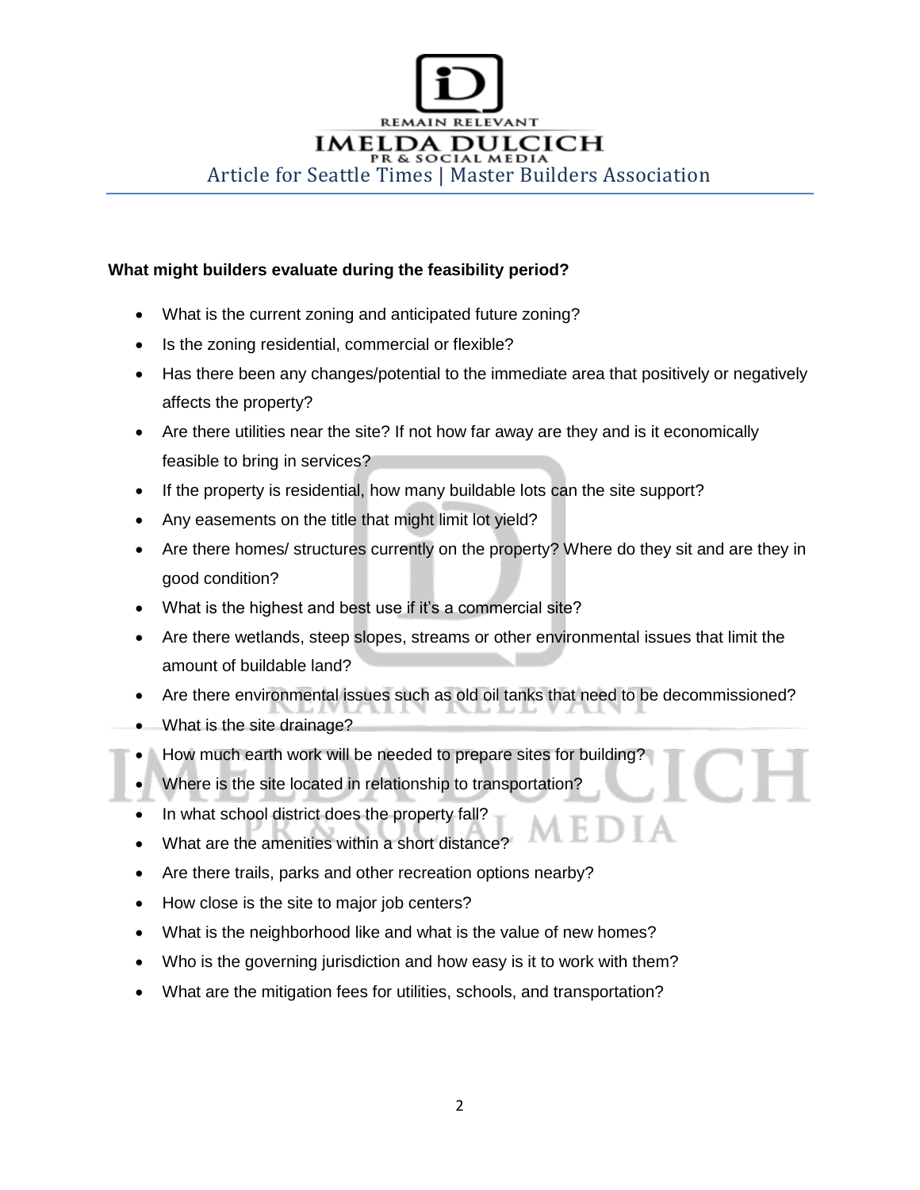**What might builders evaluate during the feasibility period?**

- What is the current zoning and anticipated future zoning?
- Is the zoning residential, commercial or flexible?
- Has there been any changes/potential to the immediate area that positively or negatively affects the property?
- Are there utilities near the site? If not how far away are they and is it economically feasible to bring in services?
- If the property is residential, how many buildable lots can the site support?
- Any easements on the title that might limit lot yield?
- Are there homes/ structures currently on the property? Where do they sit and are they in good condition?
- What is the highest and best use if it's a commercial site?
- Are there wetlands, steep slopes, streams or other environmental issues that limit the amount of buildable land?
- Are there environmental issues such as old oil tanks that need to be decommissioned?
- What is the site drainage?
- How much earth work will be needed to prepare sites for building?
- Where is the site located in relationship to transportation?
- In what school district does the property fall?
- What are the amenities within a short distance?
- Are there trails, parks and other recreation options nearby?
- How close is the site to major job centers?
- What is the neighborhood like and what is the value of new homes?
- Who is the governing jurisdiction and how easy is it to work with them?
- What are the mitigation fees for utilities, schools, and transportation?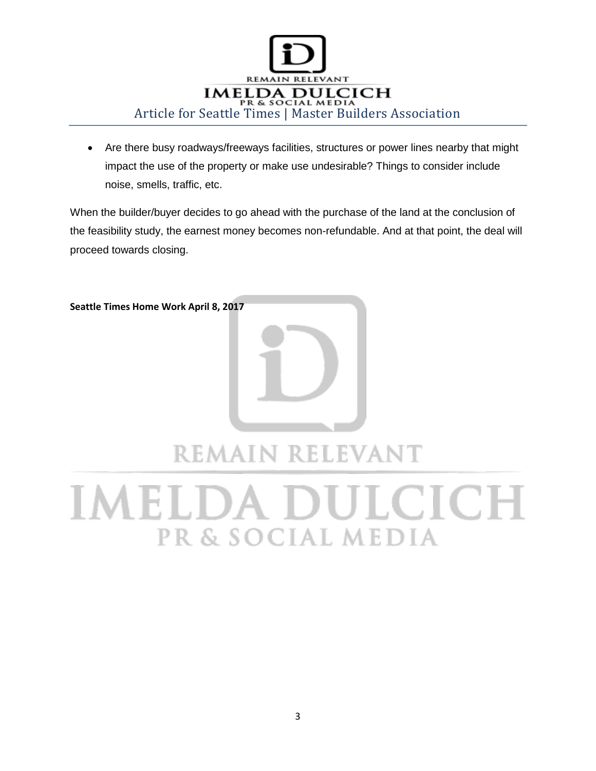- Are there busy roadways/freeways facilities, structures or power lines nearby that might impact the use of the property or make use undesirable? Things to consider include noise, smells, traffic, etc.

When the builder/buyer decides to go ahead with the purchase of the land at the conclusion of the feasibility study, the earnest money becomes non-refundable. And at that point, the deal will proceed towards closing.

**Seattle Times Home Work April 8, 2017**